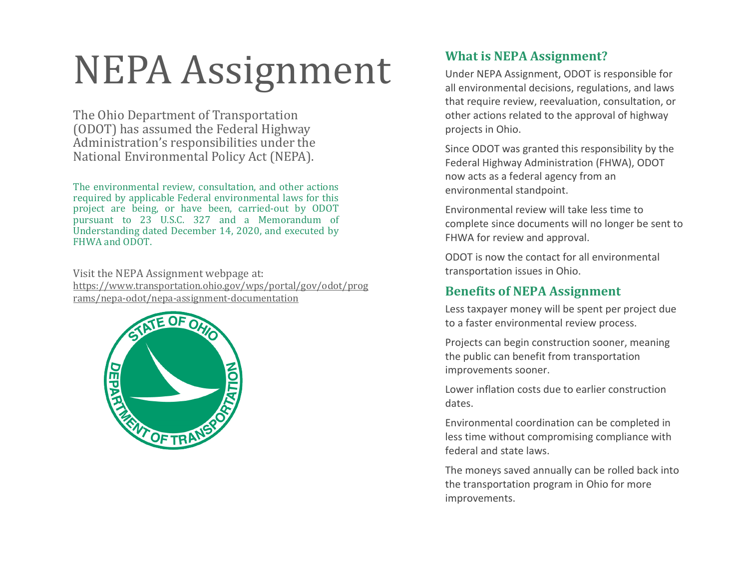# NEPA Assignment

The Ohio Department of Transportation (ODOT) has assumed the Federal Highway Administration's responsibilities under the National Environmental Policy Act (NEPA).

The environmental review, consultation, and other actions required by applicable Federal environmental laws for this project are being, or have been, carried-out by ODOT pursuant to 23 U.S.C. 327 and a Memorandum of Understanding dated December 14, 2020, and executed by FHWA and ODOT.

Visit the NEPA Assignment webpage at:
https://www.transportation.ohio.gov/wps/portal/gov/odot/programs/nepa-odot/nepa-assignment-documentation

## What is NEPA Assignment?

Under NEPA Assignment, ODOT is responsible for all environmental decisions, regulations, and laws that require review, reevaluation, consultation, or other actions related to the approval of highway projects in Ohio.

Since ODOT was granted this responsibility by the Federal Highway Administration (FHWA), ODOT now acts as a federal agency from an environmental standpoint.

Environmental review will take less time to complete since documents will no longer be sent to FHWA for review and approval.

ODOT is now the contact for all environmental transportation issues in Ohio.

## Benefits of NEPA Assignment

Less taxpayer money will be spent per project due to a faster environmental review process.

Projects can begin construction sooner, meaning the public can benefit from transportation improvements sooner.

Lower inflation costs due to earlier construction dates.

Environmental coordination can be completed in less time without compromising compliance with federal and state laws.

The moneys saved annually can be rolled back into the transportation program in Ohio for more improvements.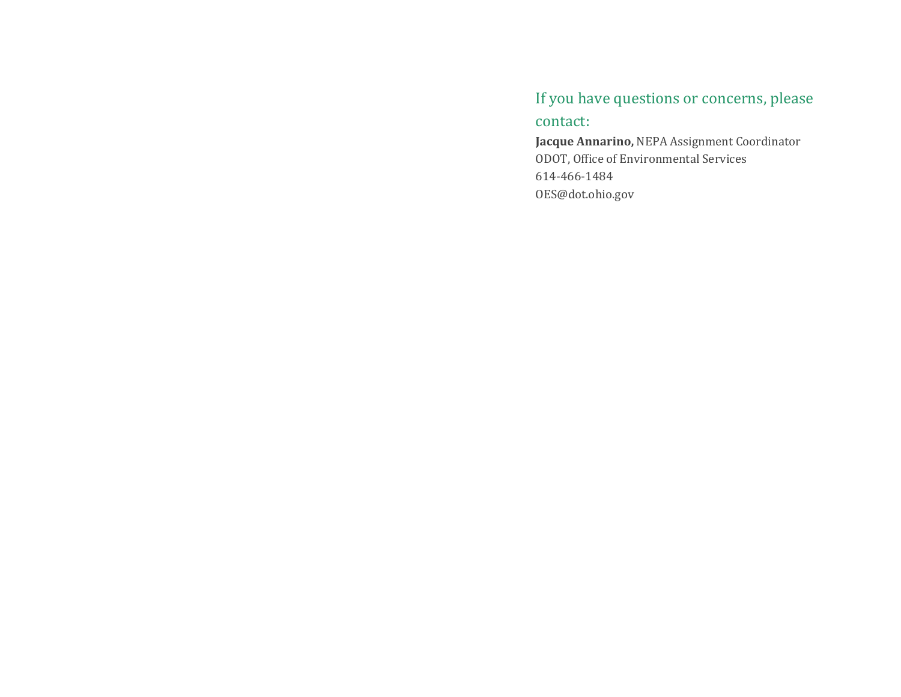## If you have questions or concerns, please contact:

**Jacque Annarino,** NEPA Assignment Coordinator
ODOT, Office of Environmental Services
614-466-1484
OES@dot.ohio.gov